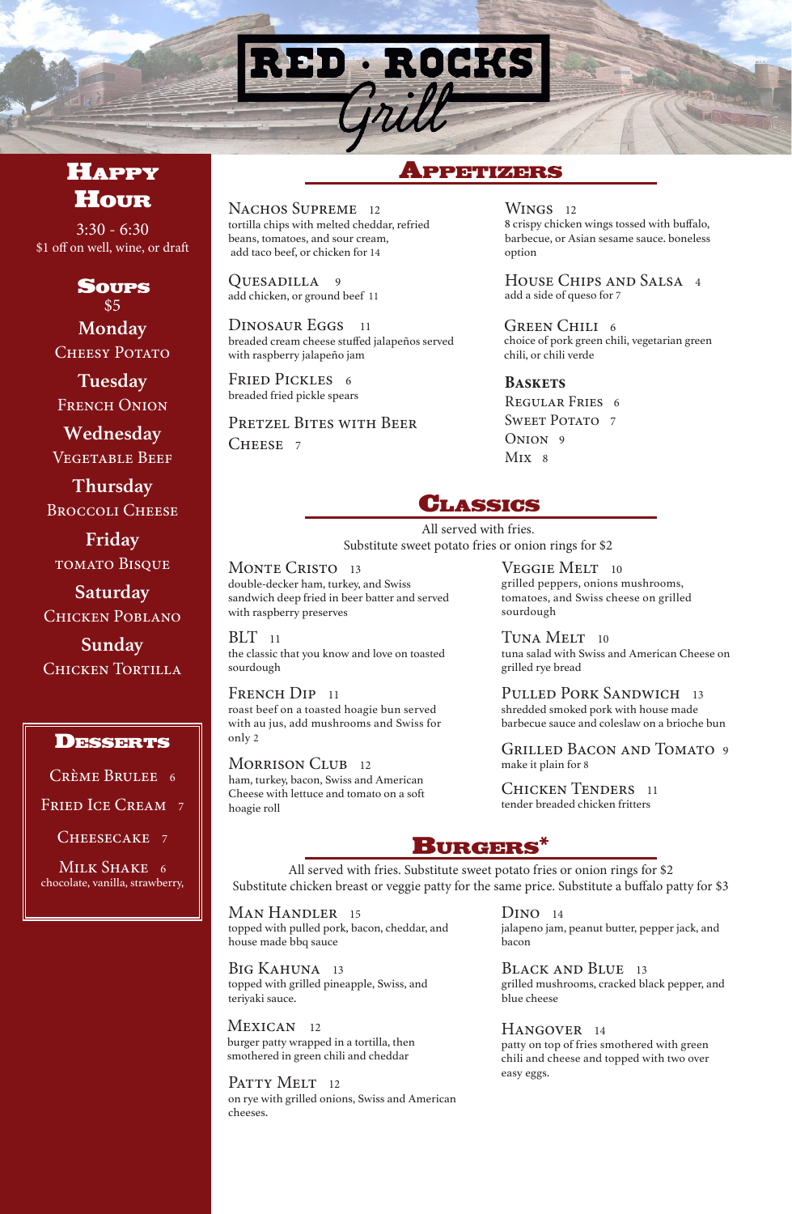# RED · ROCKS Grill

## Happy Hour

3:30 - 6:30
$1 off on well, wine, or draft

## Soups

$5

**Monday**
Cheesy Potato

**Tuesday**
French Onion

**Wednesday**
Vegetable Beef

**Thursday**
Broccoli Cheese

**Friday**
Tomato Bisque

**Saturday**
Chicken Poblano

**Sunday**
Chicken Tortilla

## Desserts

Crème Brulee 6

Fried Ice Cream 7

Cheesecake 7

Milk Shake 6
chocolate, vanilla, strawberry,

## Appetizers

**Nachos Supreme** 12
tortilla chips with melted cheddar, refried beans, tomatoes, and sour cream, add taco beef, or chicken for 14

**Quesadilla** 9
add chicken, or ground beef 11

**Dinosaur Eggs** 11
breaded cream cheese stuffed jalapeños served with raspberry jalapeño jam

**Fried Pickles** 6
breaded fried pickle spears

**Pretzel Bites with Beer Cheese** 7

**Wings** 12
8 crispy chicken wings tossed with buffalo, barbecue, or Asian sesame sauce. boneless option

**House Chips and Salsa** 4
add a side of queso for 7

**Green Chili** 6
choice of pork green chili, vegetarian green chili, or chili verde

### Baskets

Regular Fries 6
Sweet Potato 7
Onion 9
Mix 8

## Classics

All served with fries.
Substitute sweet potato fries or onion rings for $2

**Monte Cristo** 13
double-decker ham, turkey, and Swiss sandwich deep fried in beer batter and served with raspberry preserves

**BLT** 11
the classic that you know and love on toasted sourdough

**French Dip** 11
roast beef on a toasted hoagie bun served with au jus, add mushrooms and Swiss for only 2

**Morrison Club** 12
ham, turkey, bacon, Swiss and American Cheese with lettuce and tomato on a soft hoagie roll

**Veggie Melt** 10
grilled peppers, onions mushrooms, tomatoes, and Swiss cheese on grilled sourdough

**Tuna Melt** 10
tuna salad with Swiss and American Cheese on grilled rye bread

**Pulled Pork Sandwich** 13
shredded smoked pork with house made barbecue sauce and coleslaw on a brioche bun

**Grilled Bacon and Tomato** 9
make it plain for 8

**Chicken Tenders** 11
tender breaded chicken fritters

## Burgers*

All served with fries. Substitute sweet potato fries or onion rings for $2
Substitute chicken breast or veggie patty for the same price. Substitute a buffalo patty for $3

**Man Handler** 15
topped with pulled pork, bacon, cheddar, and house made bbq sauce

**Big Kahuna** 13
topped with grilled pineapple, Swiss, and teriyaki sauce.

**Mexican** 12
burger patty wrapped in a tortilla, then smothered in green chili and cheddar

**Patty Melt** 12
on rye with grilled onions, Swiss and American cheeses.

**Dino** 14
jalapeno jam, peanut butter, pepper jack, and bacon

**Black and Blue** 13
grilled mushrooms, cracked black pepper, and blue cheese

**Hangover** 14
patty on top of fries smothered with green chili and cheese and topped with two over easy eggs.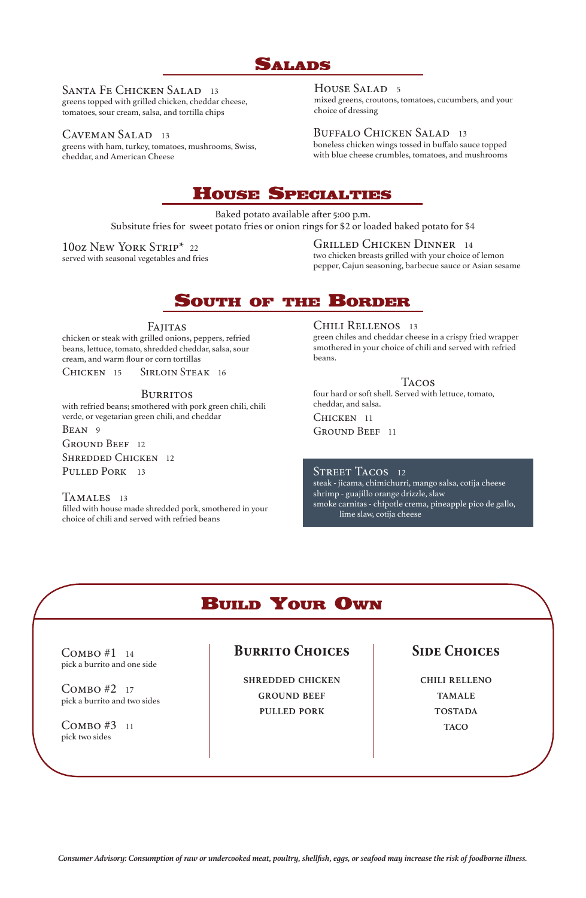# Salads

**Santa Fe Chicken Salad** 13
greens topped with grilled chicken, cheddar cheese, tomatoes, sour cream, salsa, and tortilla chips

**Caveman Salad** 13
greens with ham, turkey, tomatoes, mushrooms, Swiss, cheddar, and American Cheese

**House Salad** 5
mixed greens, croutons, tomatoes, cucumbers, and your choice of dressing

**Buffalo Chicken Salad** 13
boneless chicken wings tossed in buffalo sauce topped with blue cheese crumbles, tomatoes, and mushrooms

# House Specialties

Baked potato available after 5:00 p.m.
Subsitute fries for sweet potato fries or onion rings for $2 or loaded baked potato for $4

**10oz New York Strip*** 22
served with seasonal vegetables and fries

**Grilled Chicken Dinner** 14
two chicken breasts grilled with your choice of lemon pepper, Cajun seasoning, barbecue sauce or Asian sesame

# South of the Border

## Fajitas

chicken or steak with grilled onions, peppers, refried beans, lettuce, tomato, shredded cheddar, salsa, sour cream, and warm flour or corn tortillas

Chicken 15 Sirloin Steak 16

## Burritos

with refried beans; smothered with pork green chili, chili verde, or vegetarian green chili, and cheddar

Bean 9
Ground Beef 12
Shredded Chicken 12
Pulled Pork 13

**Tamales** 13
filled with house made shredded pork, smothered in your choice of chili and served with refried beans

**Chili Rellenos** 13
green chiles and cheddar cheese in a crispy fried wrapper smothered in your choice of chili and served with refried beans.

## Tacos

four hard or soft shell. Served with lettuce, tomato, cheddar, and salsa.

Chicken 11
Ground Beef 11

**Street Tacos** 12
steak - jicama, chimichurri, mango salsa, cotija cheese
shrimp - guajillo orange drizzle, slaw
smoke carnitas - chipotle crema, pineapple pico de gallo, lime slaw, cotija cheese

# Build Your Own

**Combo #1** 14
pick a burrito and one side

**Combo #2** 17
pick a burrito and two sides

**Combo #3** 11
pick two sides

## Burrito Choices

Shredded Chicken
Ground Beef
Pulled Pork

## Side Choices

Chili Relleno
Tamale
Tostada
Taco

*Consumer Advisory: Consumption of raw or undercooked meat, poultry, shellfish, eggs, or seafood may increase the risk of foodborne illness.*